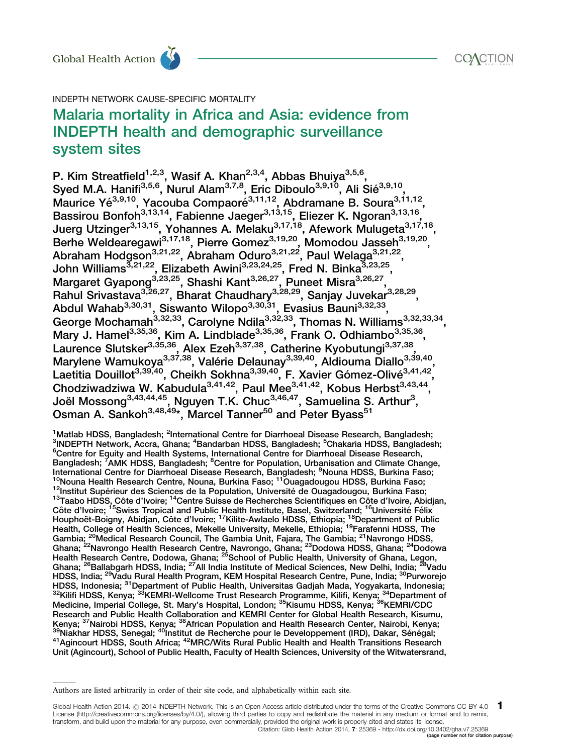INDEPTH NETWORK CAUSE-SPECIFIC MORTALITY

# Malaria mortality in Africa and Asia: evidence from INDEPTH health and demographic surveillance system sites

P. Kim Streatfield[1,2,3], Wasif A. Khan[2,3,4], Abbas Bhuiya[3,5,6], Syed M.A. Hanifi[3,5,6], Nurul Alam[3,7,8], Eric Diboulo[3,9,10], Ali Sié[3,9,10], Maurice Yé[3,9,10], Yacouba Compaoré[3,11,12], Abdramane B. Soura[3,11,12], Bassirou Bonfoh[3,13,14], Fabienne Jaeger[3,13,15], Eliezer K. Ngoran[3,13,16], Juerg Utzinger[3,13,15], Yohannes A. Melaku[3,17,18], Afework Mulugeta[3,17,18], Berhe Weldearegawi[3,17,18], Pierre Gomez[3,19,20], Momodou Jasseh[3,19,20], Abraham Hodgson[3,21,22], Abraham Oduro[3,21,22], Paul Welaga[3,21,22], John Williams[3,21,22], Elizabeth Awini[3,23,24,25], Fred N. Binka[3,23,25], Margaret Gyapong[3,23,25], Shashi Kant[3,26,27], Puneet Misra[3,26,27], Rahul Srivastava[3,26,27], Bharat Chaudhary[3,28,29], Sanjay Juvekar[3,28,29], Abdul Wahab[3,30,31], Siswanto Wilopo[3,30,31], Evasius Bauni[3,32,33], George Mochamah[3,32,33], Carolyne Ndila[3,32,33], Thomas N. Williams[3,32,33,34], Mary J. Hamel[3,35,36], Kim A. Lindblade[3,35,36], Frank O. Odhiambo[3,35,36], Laurence Slutsker[3,35,36], Alex Ezeh[3,37,38], Catherine Kyobutungi[3,37,38], Marylene Wamukoya[3,37,38], Valérie Delaunay[3,39,40], Aldiouma Diallo[3,39,40], Laetitia Douillot[3,39,40], Cheikh Sokhna[3,39,40], F. Xavier Gómez-Olivé[3,41,42], Chodziwadziwa W. Kabudula[3,41,42], Paul Mee[3,41,42], Kobus Herbst[3,43,44], Joël Mossong[3,43,44,45], Nguyen T.K. Chuc[3,46,47], Samuelina S. Arthur[3], Osman A. Sankoh[3,48,49]*, Marcel Tanner[50] and Peter Byass[51]

[1]Matlab HDSS, Bangladesh; [2]International Centre for Diarrhoeal Disease Research, Bangladesh; [3]INDEPTH Network, Accra, Ghana; [4]Bandarban HDSS, Bangladesh; [5]Chakaria HDSS, Bangladesh; [6]Centre for Equity and Health Systems, International Centre for Diarrhoeal Disease Research, Bangladesh; [7]AMK HDSS, Bangladesh; [8]Centre for Population, Urbanisation and Climate Change, International Centre for Diarrhoeal Disease Research, Bangladesh; [9]Nouna HDSS, Burkina Faso; [10]Nouna Health Research Centre, Nouna, Burkina Faso; [11]Ouagadougou HDSS, Burkina Faso; [12]Institut Supérieur des Sciences de la Population, Université de Ouagadougou, Burkina Faso; [13]Taabo HDSS, Côte d'Ivoire; [14]Centre Suisse de Recherches Scientifiques en Côte d'Ivoire, Abidjan, Côte d'Ivoire; [15]Swiss Tropical and Public Health Institute, Basel, Switzerland; [16]Université Félix Houphoët-Boigny, Abidjan, Côte d'Ivoire; [17]Kilite-Awlaelo HDSS, Ethiopia; [18]Department of Public Health, College of Health Sciences, Mekelle University, Mekelle, Ethiopia; [19]Farafenni HDSS, The Gambia; [20]Medical Research Council, The Gambia Unit, Fajara, The Gambia; [21]Navrongo HDSS, Ghana; [22]Navrongo Health Research Centre, Navrongo, Ghana; [23]Dodowa HDSS, Ghana; [24]Dodowa Health Research Centre, Dodowa, Ghana; [25]School of Public Health, University of Ghana, Legon, Ghana; [26]Ballabgarh HDSS, India; [27]All India Institute of Medical Sciences, New Delhi, India; [28]Vadu HDSS, India; [29]Vadu Rural Health Program, KEM Hospital Research Centre, Pune, India; [30]Purworejo HDSS, Indonesia; [31]Department of Public Health, Universitas Gadjah Mada, Yogyakarta, Indonesia; [32]Kilifi HDSS, Kenya; [33]KEMRI-Wellcome Trust Research Programme, Kilifi, Kenya; [34]Department of Medicine, Imperial College, St. Mary's Hospital, London; [35]Kisumu HDSS, Kenya; [36]KEMRI/CDC Research and Public Health Collaboration and KEMRI Center for Global Health Research, Kisumu, Kenya; [37]Nairobi HDSS, Kenya; [38]African Population and Health Research Center, Nairobi, Kenya; [39]Niakhar HDSS, Senegal; [40]Institut de Recherche pour le Developpement (IRD), Dakar, Sénégal; [41]Agincourt HDSS, South Africa; [42]MRC/Wits Rural Public Health and Health Transitions Research Unit (Agincourt), School of Public Health, Faculty of Health Sciences, University of the Witwatersrand,

Authors are listed arbitrarily in order of their site code, and alphabetically within each site.

Global Health Action 2014. © 2014 INDEPTH Network. This is an Open Access article distributed under the terms of the Creative Commons CC-BY 4.0 License (http://creativecommons.org/licenses/by/4.0/), allowing third parties to copy and redistribute the material in any medium or format and to remix, transform, and build upon the material for any purpose, even commercially, provided the original work is properly cited and states its license.

Citation: Glob Health Action 2014, 7: 25369 - http://dx.doi.org/10.3402/gha.v7.25369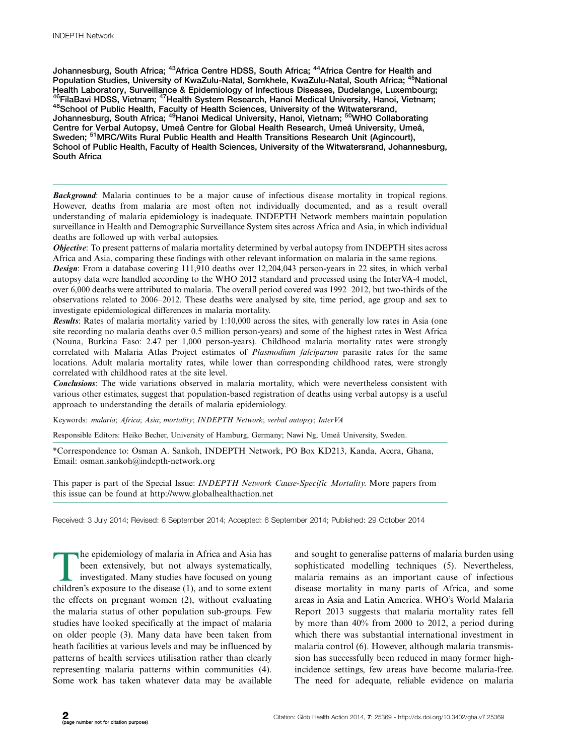Johannesburg, South Africa; [43]Africa Centre HDSS, South Africa; [44]Africa Centre for Health and Population Studies, University of KwaZulu-Natal, Somkhele, KwaZulu-Natal, South Africa; [45]National Health Laboratory, Surveillance & Epidemiology of Infectious Diseases, Dudelange, Luxembourg; [46]FilaBavi HDSS, Vietnam; [47]Health System Research, Hanoi Medical University, Hanoi, Vietnam; [48]School of Public Health, Faculty of Health Sciences, University of the Witwatersrand, Johannesburg, South Africa; [49]Hanoi Medical University, Hanoi, Vietnam; [50]WHO Collaborating Centre for Verbal Autopsy, Umeå Centre for Global Health Research, Umeå University, Umeå, Sweden; [51]MRC/Wits Rural Public Health and Health Transitions Research Unit (Agincourt), School of Public Health, Faculty of Health Sciences, University of the Witwatersrand, Johannesburg, South Africa

---

***Background***: Malaria continues to be a major cause of infectious disease mortality in tropical regions. However, deaths from malaria are most often not individually documented, and as a result overall understanding of malaria epidemiology is inadequate. INDEPTH Network members maintain population surveillance in Health and Demographic Surveillance System sites across Africa and Asia, in which individual deaths are followed up with verbal autopsies.

***Objective***: To present patterns of malaria mortality determined by verbal autopsy from INDEPTH sites across Africa and Asia, comparing these findings with other relevant information on malaria in the same regions.

***Design***: From a database covering 111,910 deaths over 12,204,043 person-years in 22 sites, in which verbal autopsy data were handled according to the WHO 2012 standard and processed using the InterVA-4 model, over 6,000 deaths were attributed to malaria. The overall period covered was 1992–2012, but two-thirds of the observations related to 2006–2012. These deaths were analysed by site, time period, age group and sex to investigate epidemiological differences in malaria mortality.

***Results***: Rates of malaria mortality varied by 1:10,000 across the sites, with generally low rates in Asia (one site recording no malaria deaths over 0.5 million person-years) and some of the highest rates in West Africa (Nouna, Burkina Faso: 2.47 per 1,000 person-years). Childhood malaria mortality rates were strongly correlated with Malaria Atlas Project estimates of *Plasmodium falciparum* parasite rates for the same locations. Adult malaria mortality rates, while lower than corresponding childhood rates, were strongly correlated with childhood rates at the site level.

***Conclusions***: The wide variations observed in malaria mortality, which were nevertheless consistent with various other estimates, suggest that population-based registration of deaths using verbal autopsy is a useful approach to understanding the details of malaria epidemiology.

Keywords: *malaria*; *Africa*; *Asia*; *mortality*; *INDEPTH Network*; *verbal autopsy*; *InterVA*

Responsible Editors: Heiko Becher, University of Hamburg, Germany; Nawi Ng, Umeå University, Sweden.

*Correspondence to: Osman A. Sankoh, INDEPTH Network, PO Box KD213, Kanda, Accra, Ghana, Email: osman.sankoh@indepth-network.org

This paper is part of the Special Issue: *INDEPTH Network Cause-Specific Mortality*. More papers from this issue can be found at http://www.globalhealthaction.net

Received: 3 July 2014; Revised: 6 September 2014; Accepted: 6 September 2014; Published: 29 October 2014

---

The epidemiology of malaria in Africa and Asia has been extensively, but not always systematically, investigated. Many studies have focused on young children's exposure to the disease (1), and to some extent the effects on pregnant women (2), without evaluating the malaria status of other population sub-groups. Few studies have looked specifically at the impact of malaria on older people (3). Many data have been taken from heath facilities at various levels and may be influenced by patterns of health services utilisation rather than clearly representing malaria patterns within communities (4). Some work has taken whatever data may be available and sought to generalise patterns of malaria burden using sophisticated modelling techniques (5). Nevertheless, malaria remains as an important cause of infectious disease mortality in many parts of Africa, and some areas in Asia and Latin America. WHO's World Malaria Report 2013 suggests that malaria mortality rates fell by more than 40% from 2000 to 2012, a period during which there was substantial international investment in malaria control (6). However, although malaria transmission has successfully been reduced in many former high-incidence settings, few areas have become malaria-free. The need for adequate, reliable evidence on malaria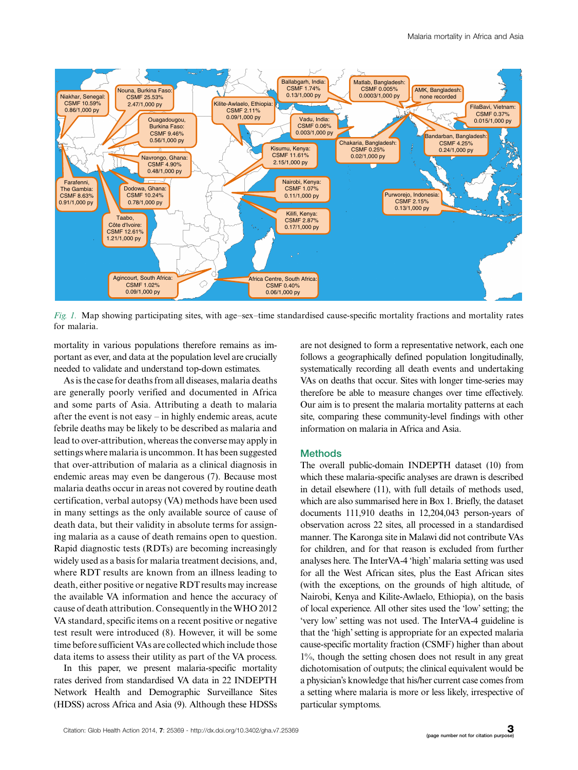*Fig. 1.* Map showing participating sites, with age–sex–time standardised cause-specific mortality fractions and mortality rates for malaria.

mortality in various populations therefore remains as important as ever, and data at the population level are crucially needed to validate and understand top-down estimates.

As is the case for deaths from all diseases, malaria deaths are generally poorly verified and documented in Africa and some parts of Asia. Attributing a death to malaria after the event is not easy – in highly endemic areas, acute febrile deaths may be likely to be described as malaria and lead to over-attribution, whereas the converse may apply in settings where malaria is uncommon. It has been suggested that over-attribution of malaria as a clinical diagnosis in endemic areas may even be dangerous (7). Because most malaria deaths occur in areas not covered by routine death certification, verbal autopsy (VA) methods have been used in many settings as the only available source of cause of death data, but their validity in absolute terms for assigning malaria as a cause of death remains open to question. Rapid diagnostic tests (RDTs) are becoming increasingly widely used as a basis for malaria treatment decisions, and, where RDT results are known from an illness leading to death, either positive or negative RDT results may increase the available VA information and hence the accuracy of cause of death attribution. Consequently in the WHO 2012 VA standard, specific items on a recent positive or negative test result were introduced (8). However, it will be some time before sufficient VAs are collected which include those data items to assess their utility as part of the VA process.

In this paper, we present malaria-specific mortality rates derived from standardised VA data in 22 INDEPTH Network Health and Demographic Surveillance Sites (HDSS) across Africa and Asia (9). Although these HDSSs are not designed to form a representative network, each one follows a geographically defined population longitudinally, systematically recording all death events and undertaking VAs on deaths that occur. Sites with longer time-series may therefore be able to measure changes over time effectively. Our aim is to present the malaria mortality patterns at each site, comparing these community-level findings with other information on malaria in Africa and Asia.

## Methods

The overall public-domain INDEPTH dataset (10) from which these malaria-specific analyses are drawn is described in detail elsewhere (11), with full details of methods used, which are also summarised here in Box 1. Briefly, the dataset documents 111,910 deaths in 12,204,043 person-years of observation across 22 sites, all processed in a standardised manner. The Karonga site in Malawi did not contribute VAs for children, and for that reason is excluded from further analyses here. The InterVA-4 'high' malaria setting was used for all the West African sites, plus the East African sites (with the exceptions, on the grounds of high altitude, of Nairobi, Kenya and Kilite-Awlaelo, Ethiopia), on the basis of local experience. All other sites used the 'low' setting; the 'very low' setting was not used. The InterVA-4 guideline is that the 'high' setting is appropriate for an expected malaria cause-specific mortality fraction (CSMF) higher than about 1%, though the setting chosen does not result in any great dichotomisation of outputs; the clinical equivalent would be a physician's knowledge that his/her current case comes from a setting where malaria is more or less likely, irrespective of particular symptoms.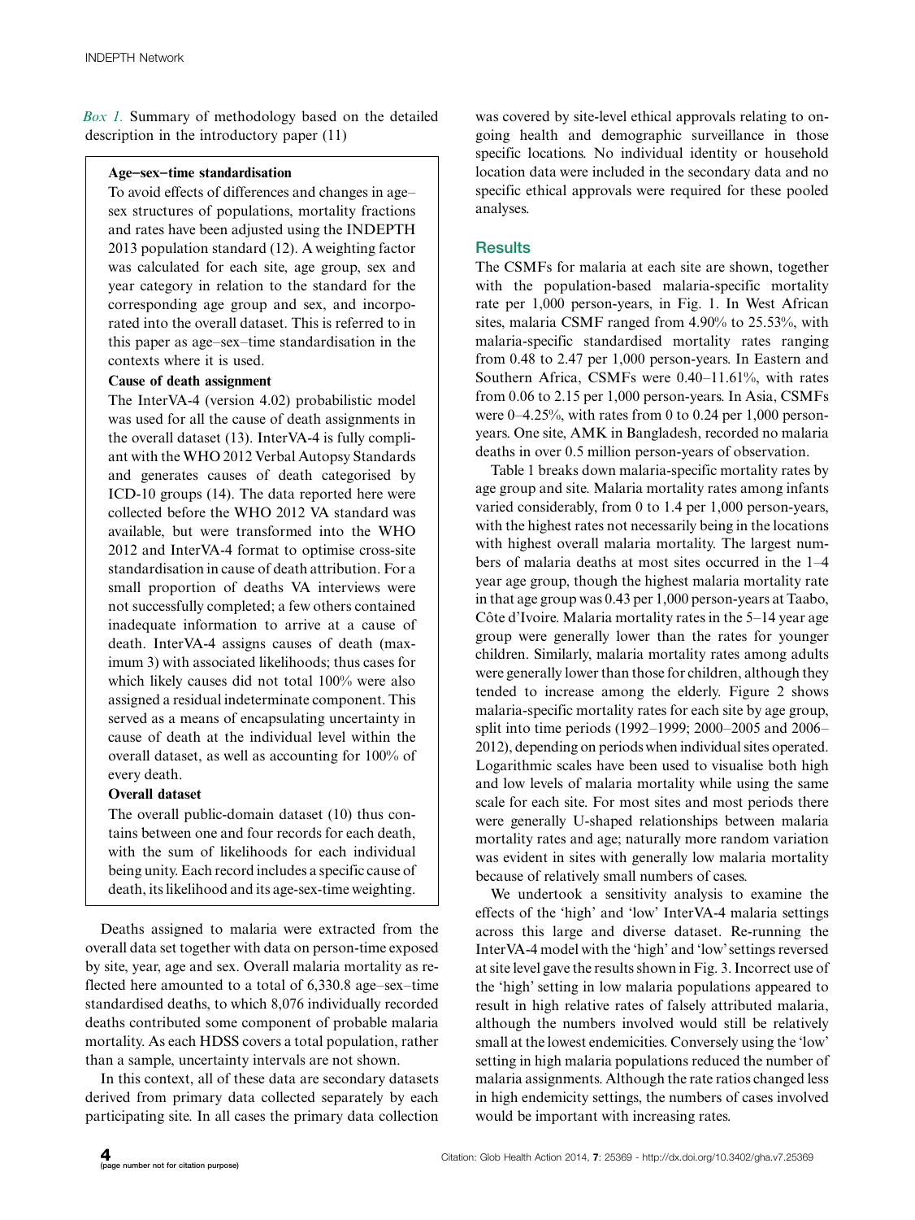*Box 1.* Summary of methodology based on the detailed description in the introductory paper (11)

> **Age–sex–time standardisation**
>
> To avoid effects of differences and changes in age–sex structures of populations, mortality fractions and rates have been adjusted using the INDEPTH 2013 population standard (12). A weighting factor was calculated for each site, age group, sex and year category in relation to the standard for the corresponding age group and sex, and incorporated into the overall dataset. This is referred to in this paper as age–sex–time standardisation in the contexts where it is used.
>
> **Cause of death assignment**
>
> The InterVA-4 (version 4.02) probabilistic model was used for all the cause of death assignments in the overall dataset (13). InterVA-4 is fully compliant with the WHO 2012 Verbal Autopsy Standards and generates causes of death categorised by ICD-10 groups (14). The data reported here were collected before the WHO 2012 VA standard was available, but were transformed into the WHO 2012 and InterVA-4 format to optimise cross-site standardisation in cause of death attribution. For a small proportion of deaths VA interviews were not successfully completed; a few others contained inadequate information to arrive at a cause of death. InterVA-4 assigns causes of death (maximum 3) with associated likelihoods; thus cases for which likely causes did not total 100% were also assigned a residual indeterminate component. This served as a means of encapsulating uncertainty in cause of death at the individual level within the overall dataset, as well as accounting for 100% of every death.
>
> **Overall dataset**
>
> The overall public-domain dataset (10) thus contains between one and four records for each death, with the sum of likelihoods for each individual being unity. Each record includes a specific cause of death, its likelihood and its age-sex-time weighting.

Deaths assigned to malaria were extracted from the overall data set together with data on person-time exposed by site, year, age and sex. Overall malaria mortality as reflected here amounted to a total of 6,330.8 age–sex–time standardised deaths, to which 8,076 individually recorded deaths contributed some component of probable malaria mortality. As each HDSS covers a total population, rather than a sample, uncertainty intervals are not shown.

In this context, all of these data are secondary datasets derived from primary data collected separately by each participating site. In all cases the primary data collection was covered by site-level ethical approvals relating to ongoing health and demographic surveillance in those specific locations. No individual identity or household location data were included in the secondary data and no specific ethical approvals were required for these pooled analyses.

## Results

The CSMFs for malaria at each site are shown, together with the population-based malaria-specific mortality rate per 1,000 person-years, in Fig. 1. In West African sites, malaria CSMF ranged from 4.90% to 25.53%, with malaria-specific standardised mortality rates ranging from 0.48 to 2.47 per 1,000 person-years. In Eastern and Southern Africa, CSMFs were 0.40–11.61%, with rates from 0.06 to 2.15 per 1,000 person-years. In Asia, CSMFs were 0–4.25%, with rates from 0 to 0.24 per 1,000 person-years. One site, AMK in Bangladesh, recorded no malaria deaths in over 0.5 million person-years of observation.

Table 1 breaks down malaria-specific mortality rates by age group and site. Malaria mortality rates among infants varied considerably, from 0 to 1.4 per 1,000 person-years, with the highest rates not necessarily being in the locations with highest overall malaria mortality. The largest numbers of malaria deaths at most sites occurred in the 1–4 year age group, though the highest malaria mortality rate in that age group was 0.43 per 1,000 person-years at Taabo, Côte d'Ivoire. Malaria mortality rates in the 5–14 year age group were generally lower than the rates for younger children. Similarly, malaria mortality rates among adults were generally lower than those for children, although they tended to increase among the elderly. Figure 2 shows malaria-specific mortality rates for each site by age group, split into time periods (1992–1999; 2000–2005 and 2006–2012), depending on periods when individual sites operated. Logarithmic scales have been used to visualise both high and low levels of malaria mortality while using the same scale for each site. For most sites and most periods there were generally U-shaped relationships between malaria mortality rates and age; naturally more random variation was evident in sites with generally low malaria mortality because of relatively small numbers of cases.

We undertook a sensitivity analysis to examine the effects of the 'high' and 'low' InterVA-4 malaria settings across this large and diverse dataset. Re-running the InterVA-4 model with the 'high' and 'low' settings reversed at site level gave the results shown in Fig. 3. Incorrect use of the 'high' setting in low malaria populations appeared to result in high relative rates of falsely attributed malaria, although the numbers involved would still be relatively small at the lowest endemicities. Conversely using the 'low' setting in high malaria populations reduced the number of malaria assignments. Although the rate ratios changed less in high endemicity settings, the numbers of cases involved would be important with increasing rates.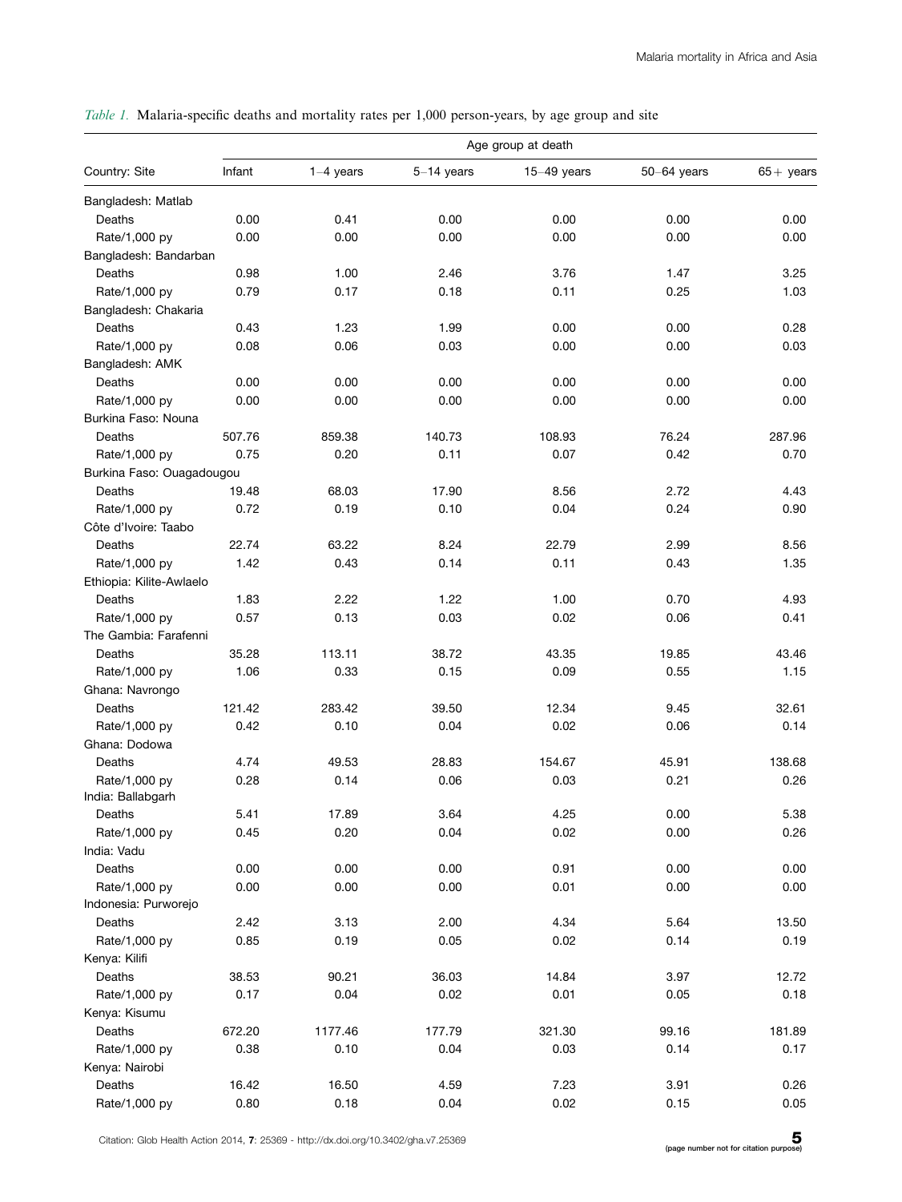*Table 1.* Malaria-specific deaths and mortality rates per 1,000 person-years, by age group and site

| Country: Site | Age group at death | | | | | |
|---|---|---|---|---|---|---|
| | Infant | 1–4 years | 5–14 years | 15–49 years | 50–64 years | 65+ years |
| Bangladesh: Matlab | | | | | | |
| Deaths | 0.00 | 0.41 | 0.00 | 0.00 | 0.00 | 0.00 |
| Rate/1,000 py | 0.00 | 0.00 | 0.00 | 0.00 | 0.00 | 0.00 |
| Bangladesh: Bandarban | | | | | | |
| Deaths | 0.98 | 1.00 | 2.46 | 3.76 | 1.47 | 3.25 |
| Rate/1,000 py | 0.79 | 0.17 | 0.18 | 0.11 | 0.25 | 1.03 |
| Bangladesh: Chakaria | | | | | | |
| Deaths | 0.43 | 1.23 | 1.99 | 0.00 | 0.00 | 0.28 |
| Rate/1,000 py | 0.08 | 0.06 | 0.03 | 0.00 | 0.00 | 0.03 |
| Bangladesh: AMK | | | | | | |
| Deaths | 0.00 | 0.00 | 0.00 | 0.00 | 0.00 | 0.00 |
| Rate/1,000 py | 0.00 | 0.00 | 0.00 | 0.00 | 0.00 | 0.00 |
| Burkina Faso: Nouna | | | | | | |
| Deaths | 507.76 | 859.38 | 140.73 | 108.93 | 76.24 | 287.96 |
| Rate/1,000 py | 0.75 | 0.20 | 0.11 | 0.07 | 0.42 | 0.70 |
| Burkina Faso: Ouagadougou | | | | | | |
| Deaths | 19.48 | 68.03 | 17.90 | 8.56 | 2.72 | 4.43 |
| Rate/1,000 py | 0.72 | 0.19 | 0.10 | 0.04 | 0.24 | 0.90 |
| Côte d'Ivoire: Taabo | | | | | | |
| Deaths | 22.74 | 63.22 | 8.24 | 22.79 | 2.99 | 8.56 |
| Rate/1,000 py | 1.42 | 0.43 | 0.14 | 0.11 | 0.43 | 1.35 |
| Ethiopia: Kilite-Awlaelo | | | | | | |
| Deaths | 1.83 | 2.22 | 1.22 | 1.00 | 0.70 | 4.93 |
| Rate/1,000 py | 0.57 | 0.13 | 0.03 | 0.02 | 0.06 | 0.41 |
| The Gambia: Farafenni | | | | | | |
| Deaths | 35.28 | 113.11 | 38.72 | 43.35 | 19.85 | 43.46 |
| Rate/1,000 py | 1.06 | 0.33 | 0.15 | 0.09 | 0.55 | 1.15 |
| Ghana: Navrongo | | | | | | |
| Deaths | 121.42 | 283.42 | 39.50 | 12.34 | 9.45 | 32.61 |
| Rate/1,000 py | 0.42 | 0.10 | 0.04 | 0.02 | 0.06 | 0.14 |
| Ghana: Dodowa | | | | | | |
| Deaths | 4.74 | 49.53 | 28.83 | 154.67 | 45.91 | 138.68 |
| Rate/1,000 py | 0.28 | 0.14 | 0.06 | 0.03 | 0.21 | 0.26 |
| India: Ballabgarh | | | | | | |
| Deaths | 5.41 | 17.89 | 3.64 | 4.25 | 0.00 | 5.38 |
| Rate/1,000 py | 0.45 | 0.20 | 0.04 | 0.02 | 0.00 | 0.26 |
| India: Vadu | | | | | | |
| Deaths | 0.00 | 0.00 | 0.00 | 0.91 | 0.00 | 0.00 |
| Rate/1,000 py | 0.00 | 0.00 | 0.00 | 0.01 | 0.00 | 0.00 |
| Indonesia: Purworejo | | | | | | |
| Deaths | 2.42 | 3.13 | 2.00 | 4.34 | 5.64 | 13.50 |
| Rate/1,000 py | 0.85 | 0.19 | 0.05 | 0.02 | 0.14 | 0.19 |
| Kenya: Kilifi | | | | | | |
| Deaths | 38.53 | 90.21 | 36.03 | 14.84 | 3.97 | 12.72 |
| Rate/1,000 py | 0.17 | 0.04 | 0.02 | 0.01 | 0.05 | 0.18 |
| Kenya: Kisumu | | | | | | |
| Deaths | 672.20 | 1177.46 | 177.79 | 321.30 | 99.16 | 181.89 |
| Rate/1,000 py | 0.38 | 0.10 | 0.04 | 0.03 | 0.14 | 0.17 |
| Kenya: Nairobi | | | | | | |
| Deaths | 16.42 | 16.50 | 4.59 | 7.23 | 3.91 | 0.26 |
| Rate/1,000 py | 0.80 | 0.18 | 0.04 | 0.02 | 0.15 | 0.05 |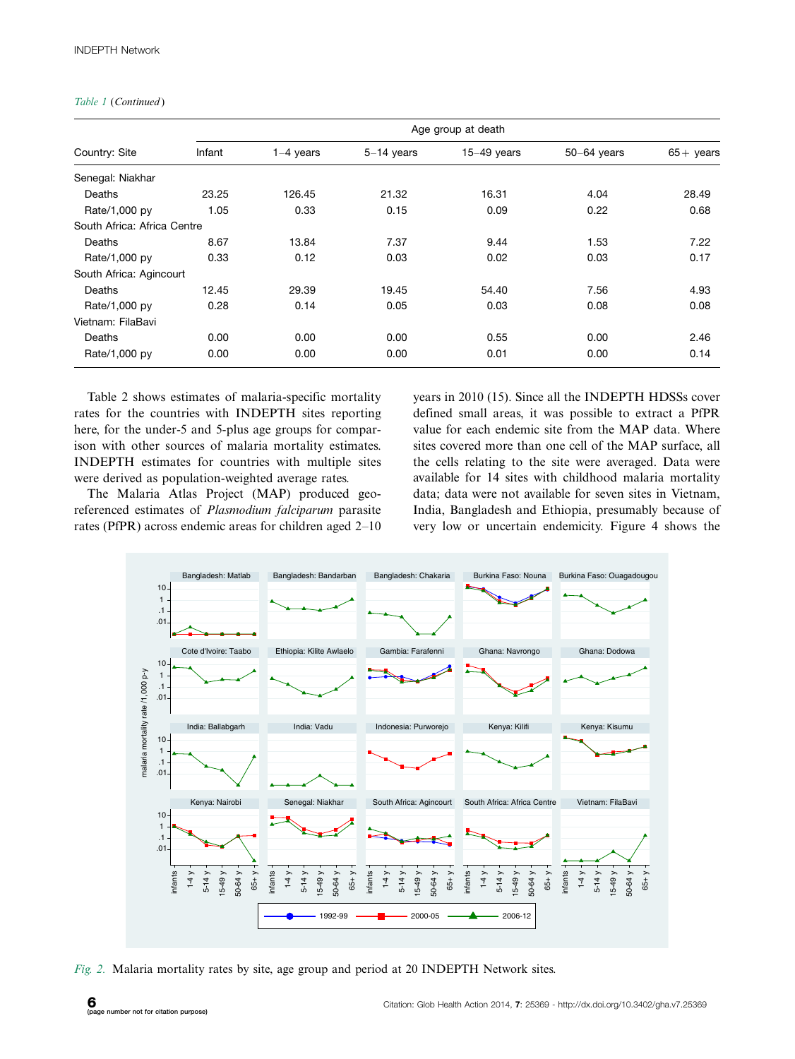*Table 1* (*Continued*)

| Country: Site | Infant | 1–4 years | 5–14 years | 15–49 years | 50–64 years | 65+ years |
|---|---|---|---|---|---|---|
| | Age group at death | | | | | |
| Senegal: Niakhar | | | | | | |
| Deaths | 23.25 | 126.45 | 21.32 | 16.31 | 4.04 | 28.49 |
| Rate/1,000 py | 1.05 | 0.33 | 0.15 | 0.09 | 0.22 | 0.68 |
| South Africa: Africa Centre | | | | | | |
| Deaths | 8.67 | 13.84 | 7.37 | 9.44 | 1.53 | 7.22 |
| Rate/1,000 py | 0.33 | 0.12 | 0.03 | 0.02 | 0.03 | 0.17 |
| South Africa: Agincourt | | | | | | |
| Deaths | 12.45 | 29.39 | 19.45 | 54.40 | 7.56 | 4.93 |
| Rate/1,000 py | 0.28 | 0.14 | 0.05 | 0.03 | 0.08 | 0.08 |
| Vietnam: FilaBavi | | | | | | |
| Deaths | 0.00 | 0.00 | 0.00 | 0.55 | 0.00 | 2.46 |
| Rate/1,000 py | 0.00 | 0.00 | 0.00 | 0.01 | 0.00 | 0.14 |

Table 2 shows estimates of malaria-specific mortality rates for the countries with INDEPTH sites reporting here, for the under-5 and 5-plus age groups for comparison with other sources of malaria mortality estimates. INDEPTH estimates for countries with multiple sites were derived as population-weighted average rates.

The Malaria Atlas Project (MAP) produced geo-referenced estimates of *Plasmodium falciparum* parasite rates (PfPR) across endemic areas for children aged 2–10 years in 2010 (15). Since all the INDEPTH HDSSs cover defined small areas, it was possible to extract a PfPR value for each endemic site from the MAP data. Where sites covered more than one cell of the MAP surface, all the cells relating to the site were averaged. Data were available for 14 sites with childhood malaria mortality data; data were not available for seven sites in Vietnam, India, Bangladesh and Ethiopia, presumably because of very low or uncertain endemicity. Figure 4 shows the

*Fig. 2.* Malaria mortality rates by site, age group and period at 20 INDEPTH Network sites.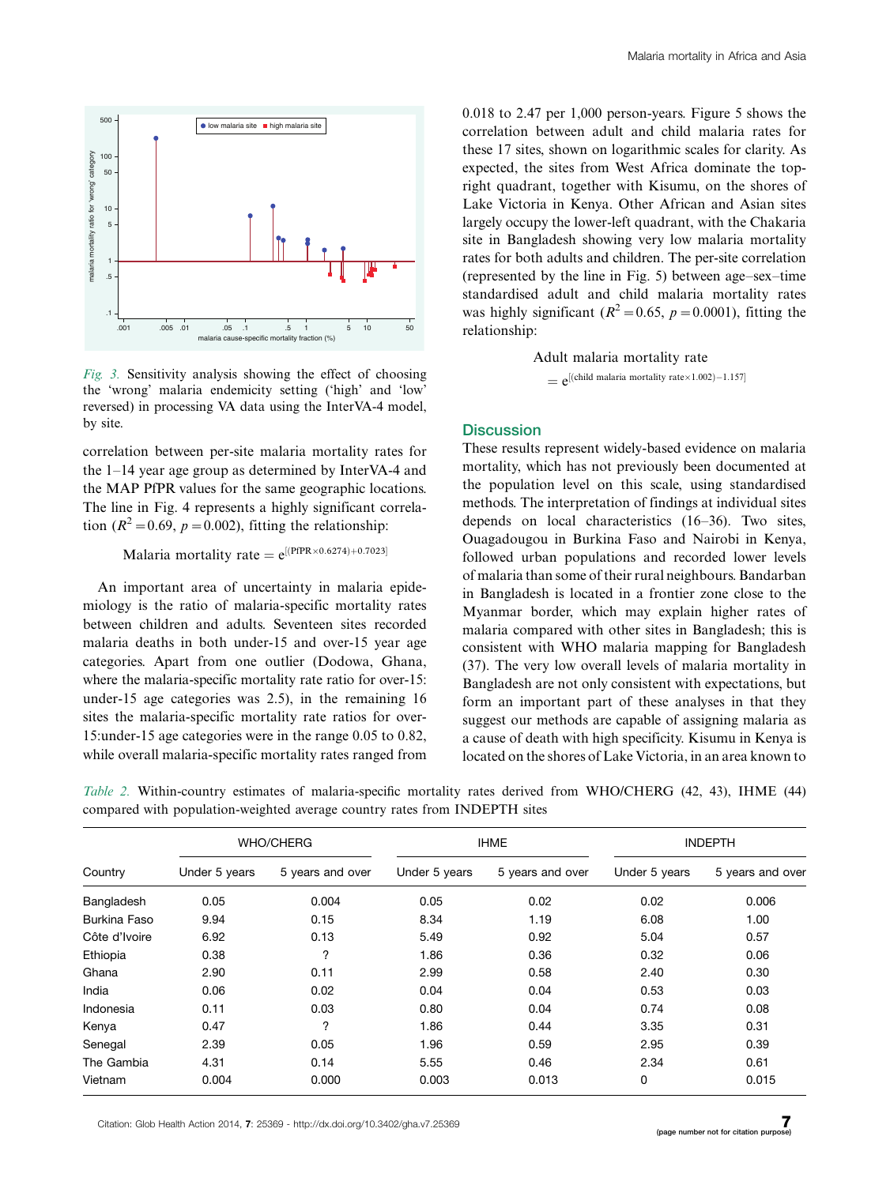Fig. 3. Sensitivity analysis showing the effect of choosing the 'wrong' malaria endemicity setting ('high' and 'low' reversed) in processing VA data using the InterVA-4 model, by site.

correlation between per-site malaria mortality rates for the 1–14 year age group as determined by InterVA-4 and the MAP PfPR values for the same geographic locations. The line in Fig. 4 represents a highly significant correlation ($R^2 = 0.69$, $p = 0.002$), fitting the relationship:

$$\text{Malaria mortality rate} = e^{[(\text{PfPR} \times 0.6274) + 0.7023]}$$

An important area of uncertainty in malaria epidemiology is the ratio of malaria-specific mortality rates between children and adults. Seventeen sites recorded malaria deaths in both under-15 and over-15 year age categories. Apart from one outlier (Dodowa, Ghana, where the malaria-specific mortality rate ratio for over-15: under-15 age categories was 2.5), in the remaining 16 sites the malaria-specific mortality rate ratios for over-15:under-15 age categories were in the range 0.05 to 0.82, while overall malaria-specific mortality rates ranged from 0.018 to 2.47 per 1,000 person-years. Figure 5 shows the correlation between adult and child malaria rates for these 17 sites, shown on logarithmic scales for clarity. As expected, the sites from West Africa dominate the top-right quadrant, together with Kisumu, on the shores of Lake Victoria in Kenya. Other African and Asian sites largely occupy the lower-left quadrant, with the Chakaria site in Bangladesh showing very low malaria mortality rates for both adults and children. The per-site correlation (represented by the line in Fig. 5) between age–sex–time standardised adult and child malaria mortality rates was highly significant ($R^2 = 0.65$, $p = 0.0001$), fitting the relationship:

$$\text{Adult malaria mortality rate} = e^{[(\text{child malaria mortality rate} \times 1.002) - 1.157]}$$

## Discussion

These results represent widely-based evidence on malaria mortality, which has not previously been documented at the population level on this scale, using standardised methods. The interpretation of findings at individual sites depends on local characteristics (16–36). Two sites, Ouagadougou in Burkina Faso and Nairobi in Kenya, followed urban populations and recorded lower levels of malaria than some of their rural neighbours. Bandarban in Bangladesh is located in a frontier zone close to the Myanmar border, which may explain higher rates of malaria compared with other sites in Bangladesh; this is consistent with WHO malaria mapping for Bangladesh (37). The very low overall levels of malaria mortality in Bangladesh are not only consistent with expectations, but form an important part of these analyses in that they suggest our methods are capable of assigning malaria as a cause of death with high specificity. Kisumu in Kenya is located on the shores of Lake Victoria, in an area known to

Table 2. Within-country estimates of malaria-specific mortality rates derived from WHO/CHERG (42, 43), IHME (44) compared with population-weighted average country rates from INDEPTH sites

| Country | WHO/CHERG | | IHME | | INDEPTH | |
|---|---|---|---|---|---|---|
| | Under 5 years | 5 years and over | Under 5 years | 5 years and over | Under 5 years | 5 years and over |
| Bangladesh | 0.05 | 0.004 | 0.05 | 0.02 | 0.02 | 0.006 |
| Burkina Faso | 9.94 | 0.15 | 8.34 | 1.19 | 6.08 | 1.00 |
| Côte d'Ivoire | 6.92 | 0.13 | 5.49 | 0.92 | 5.04 | 0.57 |
| Ethiopia | 0.38 | ? | 1.86 | 0.36 | 0.32 | 0.06 |
| Ghana | 2.90 | 0.11 | 2.99 | 0.58 | 2.40 | 0.30 |
| India | 0.06 | 0.02 | 0.04 | 0.04 | 0.53 | 0.03 |
| Indonesia | 0.11 | 0.03 | 0.80 | 0.04 | 0.74 | 0.08 |
| Kenya | 0.47 | ? | 1.86 | 0.44 | 3.35 | 0.31 |
| Senegal | 2.39 | 0.05 | 1.96 | 0.59 | 2.95 | 0.39 |
| The Gambia | 4.31 | 0.14 | 5.55 | 0.46 | 2.34 | 0.61 |
| Vietnam | 0.004 | 0.000 | 0.003 | 0.013 | 0 | 0.015 |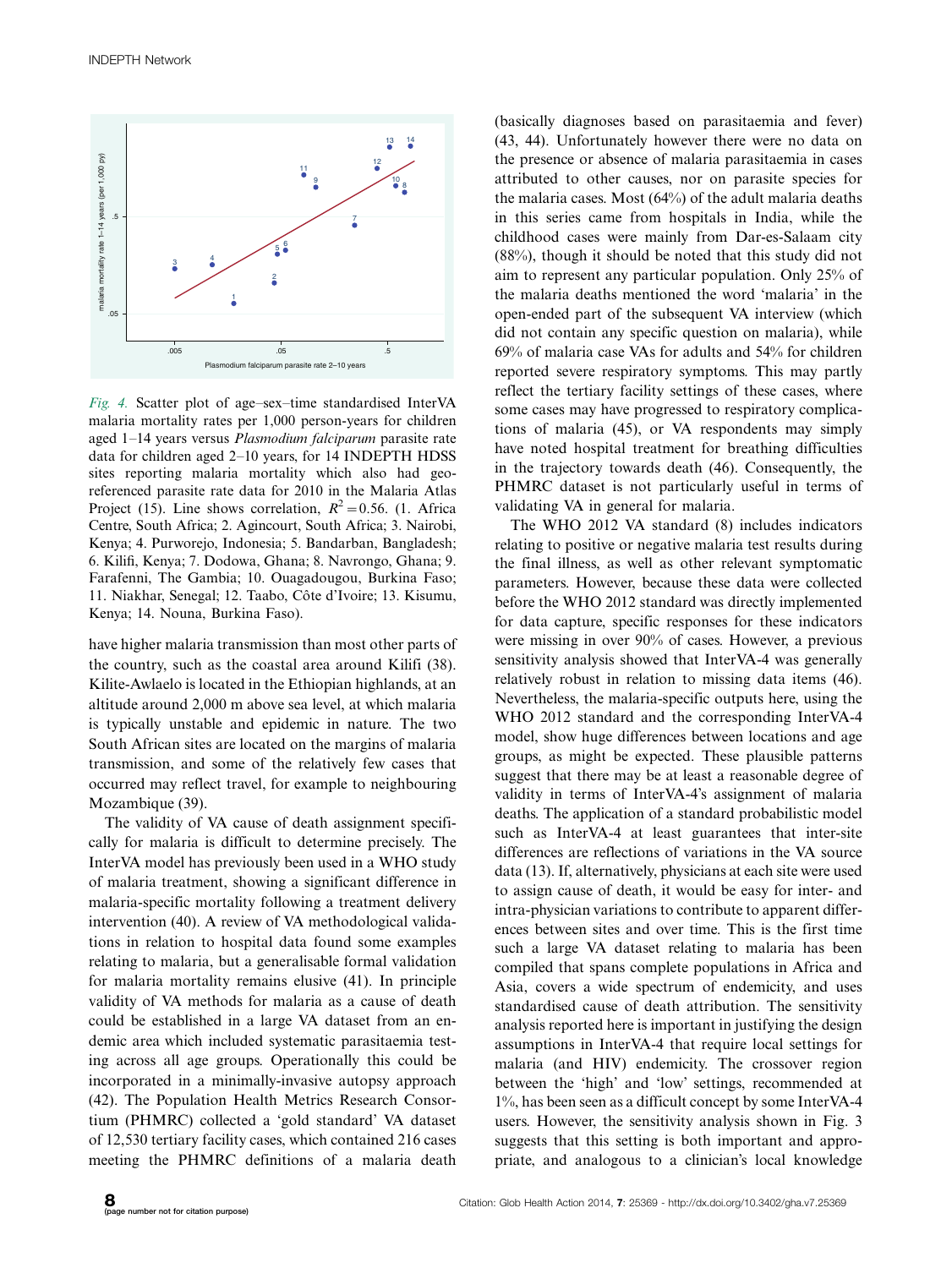Fig. 4. Scatter plot of age–sex–time standardised InterVA malaria mortality rates per 1,000 person-years for children aged 1–14 years versus *Plasmodium falciparum* parasite rate data for children aged 2–10 years, for 14 INDEPTH HDSS sites reporting malaria mortality which also had geo-referenced parasite rate data for 2010 in the Malaria Atlas Project (15). Line shows correlation, $R^2 = 0.56$. (1. Africa Centre, South Africa; 2. Agincourt, South Africa; 3. Nairobi, Kenya; 4. Purworejo, Indonesia; 5. Bandarban, Bangladesh; 6. Kilifi, Kenya; 7. Dodowa, Ghana; 8. Navrongo, Ghana; 9. Farafenni, The Gambia; 10. Ouagadougou, Burkina Faso; 11. Niakhar, Senegal; 12. Taabo, Côte d'Ivoire; 13. Kisumu, Kenya; 14. Nouna, Burkina Faso).

have higher malaria transmission than most other parts of the country, such as the coastal area around Kilifi (38). Kilite-Awlaelo is located in the Ethiopian highlands, at an altitude around 2,000 m above sea level, at which malaria is typically unstable and epidemic in nature. The two South African sites are located on the margins of malaria transmission, and some of the relatively few cases that occurred may reflect travel, for example to neighbouring Mozambique (39).

The validity of VA cause of death assignment specifically for malaria is difficult to determine precisely. The InterVA model has previously been used in a WHO study of malaria treatment, showing a significant difference in malaria-specific mortality following a treatment delivery intervention (40). A review of VA methodological validations in relation to hospital data found some examples relating to malaria, but a generalisable formal validation for malaria mortality remains elusive (41). In principle validity of VA methods for malaria as a cause of death could be established in a large VA dataset from an endemic area which included systematic parasitaemia testing across all age groups. Operationally this could be incorporated in a minimally-invasive autopsy approach (42). The Population Health Metrics Research Consortium (PHMRC) collected a 'gold standard' VA dataset of 12,530 tertiary facility cases, which contained 216 cases meeting the PHMRC definitions of a malaria death (basically diagnoses based on parasitaemia and fever) (43, 44). Unfortunately however there were no data on the presence or absence of malaria parasitaemia in cases attributed to other causes, nor on parasite species for the malaria cases. Most (64%) of the adult malaria deaths in this series came from hospitals in India, while the childhood cases were mainly from Dar-es-Salaam city (88%), though it should be noted that this study did not aim to represent any particular population. Only 25% of the malaria deaths mentioned the word 'malaria' in the open-ended part of the subsequent VA interview (which did not contain any specific question on malaria), while 69% of malaria case VAs for adults and 54% for children reported severe respiratory symptoms. This may partly reflect the tertiary facility settings of these cases, where some cases may have progressed to respiratory complications of malaria (45), or VA respondents may simply have noted hospital treatment for breathing difficulties in the trajectory towards death (46). Consequently, the PHMRC dataset is not particularly useful in terms of validating VA in general for malaria.

The WHO 2012 VA standard (8) includes indicators relating to positive or negative malaria test results during the final illness, as well as other relevant symptomatic parameters. However, because these data were collected before the WHO 2012 standard was directly implemented for data capture, specific responses for these indicators were missing in over 90% of cases. However, a previous sensitivity analysis showed that InterVA-4 was generally relatively robust in relation to missing data items (46). Nevertheless, the malaria-specific outputs here, using the WHO 2012 standard and the corresponding InterVA-4 model, show huge differences between locations and age groups, as might be expected. These plausible patterns suggest that there may be at least a reasonable degree of validity in terms of InterVA-4's assignment of malaria deaths. The application of a standard probabilistic model such as InterVA-4 at least guarantees that inter-site differences are reflections of variations in the VA source data (13). If, alternatively, physicians at each site were used to assign cause of death, it would be easy for inter- and intra-physician variations to contribute to apparent differences between sites and over time. This is the first time such a large VA dataset relating to malaria has been compiled that spans complete populations in Africa and Asia, covers a wide spectrum of endemicity, and uses standardised cause of death attribution. The sensitivity analysis reported here is important in justifying the design assumptions in InterVA-4 that require local settings for malaria (and HIV) endemicity. The crossover region between the 'high' and 'low' settings, recommended at 1%, has been seen as a difficult concept by some InterVA-4 users. However, the sensitivity analysis shown in Fig. 3 suggests that this setting is both important and appropriate, and analogous to a clinician's local knowledge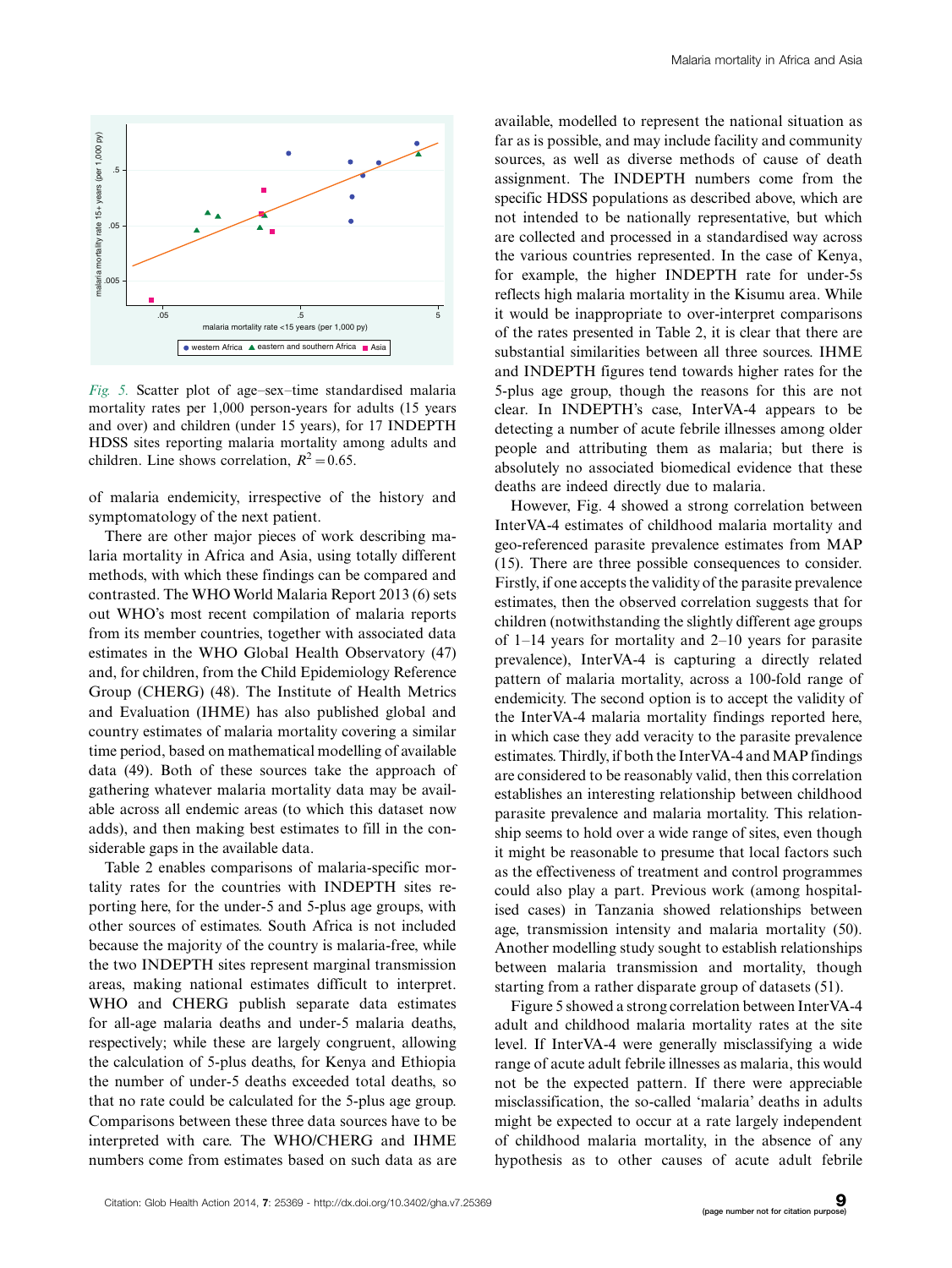Fig. 5. Scatter plot of age–sex–time standardised malaria mortality rates per 1,000 person-years for adults (15 years and over) and children (under 15 years), for 17 INDEPTH HDSS sites reporting malaria mortality among adults and children. Line shows correlation, $R^2 = 0.65$.

of malaria endemicity, irrespective of the history and symptomatology of the next patient.

There are other major pieces of work describing malaria mortality in Africa and Asia, using totally different methods, with which these findings can be compared and contrasted. The WHO World Malaria Report 2013 (6) sets out WHO's most recent compilation of malaria reports from its member countries, together with associated data estimates in the WHO Global Health Observatory (47) and, for children, from the Child Epidemiology Reference Group (CHERG) (48). The Institute of Health Metrics and Evaluation (IHME) has also published global and country estimates of malaria mortality covering a similar time period, based on mathematical modelling of available data (49). Both of these sources take the approach of gathering whatever malaria mortality data may be available across all endemic areas (to which this dataset now adds), and then making best estimates to fill in the considerable gaps in the available data.

Table 2 enables comparisons of malaria-specific mortality rates for the countries with INDEPTH sites reporting here, for the under-5 and 5-plus age groups, with other sources of estimates. South Africa is not included because the majority of the country is malaria-free, while the two INDEPTH sites represent marginal transmission areas, making national estimates difficult to interpret. WHO and CHERG publish separate data estimates for all-age malaria deaths and under-5 malaria deaths, respectively; while these are largely congruent, allowing the calculation of 5-plus deaths, for Kenya and Ethiopia the number of under-5 deaths exceeded total deaths, so that no rate could be calculated for the 5-plus age group. Comparisons between these three data sources have to be interpreted with care. The WHO/CHERG and IHME numbers come from estimates based on such data as are available, modelled to represent the national situation as far as is possible, and may include facility and community sources, as well as diverse methods of cause of death assignment. The INDEPTH numbers come from the specific HDSS populations as described above, which are not intended to be nationally representative, but which are collected and processed in a standardised way across the various countries represented. In the case of Kenya, for example, the higher INDEPTH rate for under-5s reflects high malaria mortality in the Kisumu area. While it would be inappropriate to over-interpret comparisons of the rates presented in Table 2, it is clear that there are substantial similarities between all three sources. IHME and INDEPTH figures tend towards higher rates for the 5-plus age group, though the reasons for this are not clear. In INDEPTH's case, InterVA-4 appears to be detecting a number of acute febrile illnesses among older people and attributing them as malaria; but there is absolutely no associated biomedical evidence that these deaths are indeed directly due to malaria.

However, Fig. 4 showed a strong correlation between InterVA-4 estimates of childhood malaria mortality and geo-referenced parasite prevalence estimates from MAP (15). There are three possible consequences to consider. Firstly, if one accepts the validity of the parasite prevalence estimates, then the observed correlation suggests that for children (notwithstanding the slightly different age groups of 1–14 years for mortality and 2–10 years for parasite prevalence), InterVA-4 is capturing a directly related pattern of malaria mortality, across a 100-fold range of endemicity. The second option is to accept the validity of the InterVA-4 malaria mortality findings reported here, in which case they add veracity to the parasite prevalence estimates. Thirdly, if both the InterVA-4 and MAP findings are considered to be reasonably valid, then this correlation establishes an interesting relationship between childhood parasite prevalence and malaria mortality. This relationship seems to hold over a wide range of sites, even though it might be reasonable to presume that local factors such as the effectiveness of treatment and control programmes could also play a part. Previous work (among hospitalised cases) in Tanzania showed relationships between age, transmission intensity and malaria mortality (50). Another modelling study sought to establish relationships between malaria transmission and mortality, though starting from a rather disparate group of datasets (51).

Figure 5 showed a strong correlation between InterVA-4 adult and childhood malaria mortality rates at the site level. If InterVA-4 were generally misclassifying a wide range of acute adult febrile illnesses as malaria, this would not be the expected pattern. If there were appreciable misclassification, the so-called 'malaria' deaths in adults might be expected to occur at a rate largely independent of childhood malaria mortality, in the absence of any hypothesis as to other causes of acute adult febrile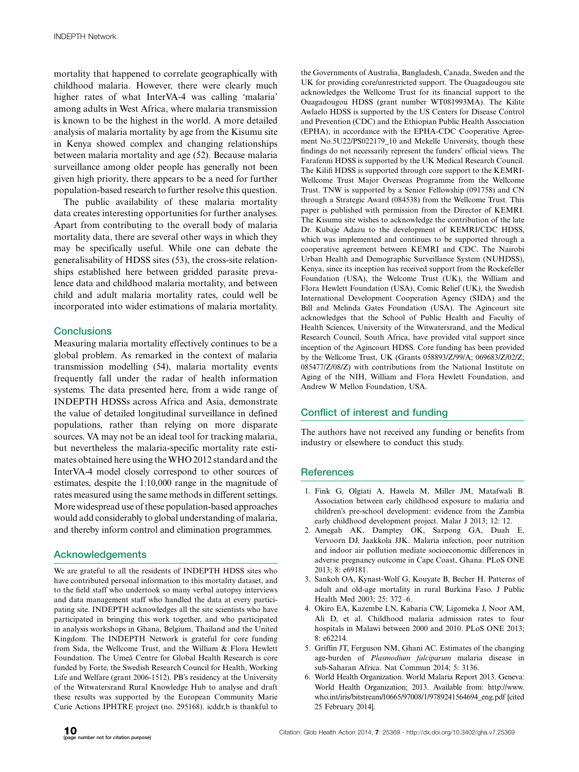mortality that happened to correlate geographically with childhood malaria. However, there were clearly much higher rates of what InterVA-4 was calling 'malaria' among adults in West Africa, where malaria transmission is known to be the highest in the world. A more detailed analysis of malaria mortality by age from the Kisumu site in Kenya showed complex and changing relationships between malaria mortality and age (52). Because malaria surveillance among older people has generally not been given high priority, there appears to be a need for further population-based research to further resolve this question.

The public availability of these malaria mortality data creates interesting opportunities for further analyses. Apart from contributing to the overall body of malaria mortality data, there are several other ways in which they may be specifically useful. While one can debate the generalisability of HDSS sites (53), the cross-site relationships established here between gridded parasite prevalence data and childhood malaria mortality, and between child and adult malaria mortality rates, could well be incorporated into wider estimations of malaria mortality.

## Conclusions

Measuring malaria mortality effectively continues to be a global problem. As remarked in the context of malaria transmission modelling (54), malaria mortality events frequently fall under the radar of health information systems. The data presented here, from a wide range of INDEPTH HDSSs across Africa and Asia, demonstrate the value of detailed longitudinal surveillance in defined populations, rather than relying on more disparate sources. VA may not be an ideal tool for tracking malaria, but nevertheless the malaria-specific mortality rate estimates obtained here using the WHO 2012 standard and the InterVA-4 model closely correspond to other sources of estimates, despite the 1:10,000 range in the magnitude of rates measured using the same methods in different settings. More widespread use of these population-based approaches would add considerably to global understanding of malaria, and thereby inform control and elimination programmes.

## Acknowledgements

We are grateful to all the residents of INDEPTH HDSS sites who have contributed personal information to this mortality dataset, and to the field staff who undertook so many verbal autopsy interviews and data management staff who handled the data at every participating site. INDEPTH acknowledges all the site scientists who have participated in bringing this work together, and who participated in analysis workshops in Ghana, Belgium, Thailand and the United Kingdom. The INDEPTH Network is grateful for core funding from Sida, the Wellcome Trust, and the William & Flora Hewlett Foundation. The Umeå Centre for Global Health Research is core funded by Forte, the Swedish Research Council for Health, Working Life and Welfare (grant 2006-1512). PB's residency at the University of the Witwatersrand Rural Knowledge Hub to analyse and draft these results was supported by the European Community Marie Curie Actions IPHTRE project (no. 295168). icddr,b is thankful to the Governments of Australia, Bangladesh, Canada, Sweden and the UK for providing core/unrestricted support. The Ouagadougou site acknowledges the Wellcome Trust for its financial support to the Ouagadougou HDSS (grant number WT081993MA). The Kilite Awlaelo HDSS is supported by the US Centers for Disease Control and Prevention (CDC) and the Ethiopian Public Health Association (EPHA), in accordance with the EPHA-CDC Cooperative Agreement No.5U22/PS022179_10 and Mekelle University, though these findings do not necessarily represent the funders' official views. The Farafenni HDSS is supported by the UK Medical Research Council. The Kilifi HDSS is supported through core support to the KEMRI-Wellcome Trust Major Overseas Programme from the Wellcome Trust. TNW is supported by a Senior Fellowship (091758) and CN through a Strategic Award (084538) from the Wellcome Trust. This paper is published with permission from the Director of KEMRI. The Kisumu site wishes to acknowledge the contribution of the late Dr. Kubaje Adazu to the development of KEMRI/CDC HDSS, which was implemented and continues to be supported through a cooperative agreement between KEMRI and CDC. The Nairobi Urban Health and Demographic Surveillance System (NUHDSS), Kenya, since its inception has received support from the Rockefeller Foundation (USA), the Welcome Trust (UK), the William and Flora Hewlett Foundation (USA), Comic Relief (UK), the Swedish International Development Cooperation Agency (SIDA) and the Bill and Melinda Gates Foundation (USA). The Agincourt site acknowledges that the School of Public Health and Faculty of Health Sciences, University of the Witwatersrand, and the Medical Research Council, South Africa, have provided vital support since inception of the Agincourt HDSS. Core funding has been provided by the Wellcome Trust, UK (Grants 058893/Z/99/A; 069683/Z/02/Z; 085477/Z/08/Z) with contributions from the National Institute on Aging of the NIH, William and Flora Hewlett Foundation, and Andrew W Mellon Foundation, USA.

## Conflict of interest and funding

The authors have not received any funding or benefits from industry or elsewhere to conduct this study.

## References

1. Fink G, Olgiati A, Hawela M, Miller JM, Matafwali B. Association between early childhood exposure to malaria and children's pre-school development: evidence from the Zambia early childhood development project. Malar J 2013; 12: 12.
2. Amegah AK, Damptey OK, Sarpong GA, Duah E, Vervoorn DJ, Jaakkola JJK. Malaria infection, poor nutrition and indoor air pollution mediate socioeconomic differences in adverse pregnancy outcome in Cape Coast, Ghana. PLoS ONE 2013; 8: e69181.
3. Sankoh OA, Kynast-Wolf G, Kouyate B, Becher H. Patterns of adult and old-age mortality in rural Burkina Faso. J Public Health Med 2003; 25: 372–6.
4. Okiro EA, Kazembe LN, Kabaria CW, Ligomeka J, Noor AM, Ali D, et al. Childhood malaria admission rates to four hospitals in Malawi between 2000 and 2010. PLoS ONE 2013; 8: e62214.
5. Griffin JT, Ferguson NM, Ghani AC. Estimates of the changing age-burden of *Plasmodium falciparum* malaria disease in sub-Saharan Africa. Nat Commun 2014; 5: 3136.
6. World Health Organization. World Malaria Report 2013. Geneva: World Health Organization; 2013. Available from: http://www.who.int/iris/bitstream/10665/97008/1/9789241564694_eng.pdf [cited 25 February 2014].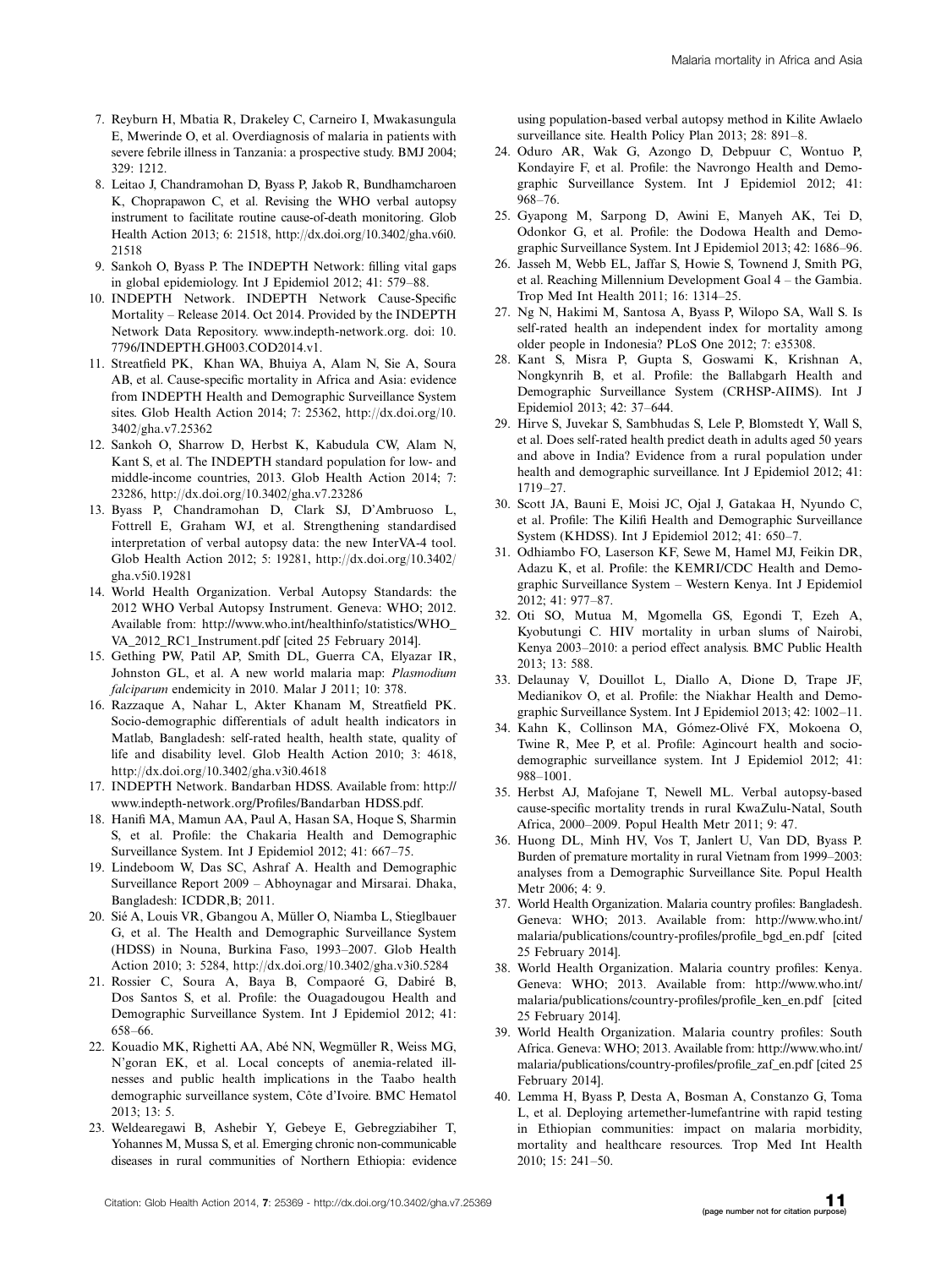7. Reyburn H, Mbatia R, Drakeley C, Carneiro I, Mwakasungula E, Mwerinde O, et al. Overdiagnosis of malaria in patients with severe febrile illness in Tanzania: a prospective study. BMJ 2004; 329: 1212.
8. Leitao J, Chandramohan D, Byass P, Jakob R, Bundhamcharoen K, Choprapawon C, et al. Revising the WHO verbal autopsy instrument to facilitate routine cause-of-death monitoring. Glob Health Action 2013; 6: 21518, http://dx.doi.org/10.3402/gha.v6i0.21518
9. Sankoh O, Byass P. The INDEPTH Network: filling vital gaps in global epidemiology. Int J Epidemiol 2012; 41: 579–88.
10. INDEPTH Network. INDEPTH Network Cause-Specific Mortality – Release 2014. Oct 2014. Provided by the INDEPTH Network Data Repository. www.indepth-network.org. doi: 10.7796/INDEPTH.GH003.COD2014.v1.
11. Streatfield PK, Khan WA, Bhuiya A, Alam N, Sie A, Soura AB, et al. Cause-specific mortality in Africa and Asia: evidence from INDEPTH Health and Demographic Surveillance System sites. Glob Health Action 2014; 7: 25362, http://dx.doi.org/10.3402/gha.v7.25362
12. Sankoh O, Sharrow D, Herbst K, Kabudula CW, Alam N, Kant S, et al. The INDEPTH standard population for low- and middle-income countries, 2013. Glob Health Action 2014; 7: 23286, http://dx.doi.org/10.3402/gha.v7.23286
13. Byass P, Chandramohan D, Clark SJ, D'Ambruoso L, Fottrell E, Graham WJ, et al. Strengthening standardised interpretation of verbal autopsy data: the new InterVA-4 tool. Glob Health Action 2012; 5: 19281, http://dx.doi.org/10.3402/gha.v5i0.19281
14. World Health Organization. Verbal Autopsy Standards: the 2012 WHO Verbal Autopsy Instrument. Geneva: WHO; 2012. Available from: http://www.who.int/healthinfo/statistics/WHO_VA_2012_RC1_Instrument.pdf [cited 25 February 2014].
15. Gething PW, Patil AP, Smith DL, Guerra CA, Elyazar IR, Johnston GL, et al. A new world malaria map: *Plasmodium falciparum* endemicity in 2010. Malar J 2011; 10: 378.
16. Razzaque A, Nahar L, Akter Khanam M, Streatfield PK. Socio-demographic differentials of adult health indicators in Matlab, Bangladesh: self-rated health, health state, quality of life and disability level. Glob Health Action 2010; 3: 4618, http://dx.doi.org/10.3402/gha.v3i0.4618
17. INDEPTH Network. Bandarban HDSS. Available from: http://www.indepth-network.org/Profiles/Bandarban HDSS.pdf.
18. Hanifi MA, Mamun AA, Paul A, Hasan SA, Hoque S, Sharmin S, et al. Profile: the Chakaria Health and Demographic Surveillance System. Int J Epidemiol 2012; 41: 667–75.
19. Lindeboom W, Das SC, Ashraf A. Health and Demographic Surveillance Report 2009 – Abhoynagar and Mirsarai. Dhaka, Bangladesh: ICDDR,B; 2011.
20. Sié A, Louis VR, Gbangou A, Müller O, Niamba L, Stieglbauer G, et al. The Health and Demographic Surveillance System (HDSS) in Nouna, Burkina Faso, 1993–2007. Glob Health Action 2010; 3: 5284, http://dx.doi.org/10.3402/gha.v3i0.5284
21. Rossier C, Soura A, Baya B, Compaoré G, Dabiré B, Dos Santos S, et al. Profile: the Ouagadougou Health and Demographic Surveillance System. Int J Epidemiol 2012; 41: 658–66.
22. Kouadio MK, Righetti AA, Abé NN, Wegmüller R, Weiss MG, N'goran EK, et al. Local concepts of anemia-related illnesses and public health implications in the Taabo health demographic surveillance system, Côte d'Ivoire. BMC Hematol 2013; 13: 5.
23. Weldearegawi B, Ashebir Y, Gebeye E, Gebregziabiher T, Yohannes M, Mussa S, et al. Emerging chronic non-communicable diseases in rural communities of Northern Ethiopia: evidence using population-based verbal autopsy method in Kilite Awlaelo surveillance site. Health Policy Plan 2013; 28: 891–8.
24. Oduro AR, Wak G, Azongo D, Debpuur C, Wontuo P, Kondayire F, et al. Profile: the Navrongo Health and Demographic Surveillance System. Int J Epidemiol 2012; 41: 968–76.
25. Gyapong M, Sarpong D, Awini E, Manyeh AK, Tei D, Odonkor G, et al. Profile: the Dodowa Health and Demographic Surveillance System. Int J Epidemiol 2013; 42: 1686–96.
26. Jasseh M, Webb EL, Jaffar S, Howie S, Townend J, Smith PG, et al. Reaching Millennium Development Goal 4 – the Gambia. Trop Med Int Health 2011; 16: 1314–25.
27. Ng N, Hakimi M, Santosa A, Byass P, Wilopo SA, Wall S. Is self-rated health an independent index for mortality among older people in Indonesia? PLoS One 2012; 7: e35308.
28. Kant S, Misra P, Gupta S, Goswami K, Krishnan A, Nongkynrih B, et al. Profile: the Ballabgarh Health and Demographic Surveillance System (CRHSP-AIIMS). Int J Epidemiol 2013; 42: 37–644.
29. Hirve S, Juvekar S, Sambhudas S, Lele P, Blomstedt Y, Wall S, et al. Does self-rated health predict death in adults aged 50 years and above in India? Evidence from a rural population under health and demographic surveillance. Int J Epidemiol 2012; 41: 1719–27.
30. Scott JA, Bauni E, Moisi JC, Ojal J, Gatakaa H, Nyundo C, et al. Profile: The Kilifi Health and Demographic Surveillance System (KHDSS). Int J Epidemiol 2012; 41: 650–7.
31. Odhiambo FO, Laserson KF, Sewe M, Hamel MJ, Feikin DR, Adazu K, et al. Profile: the KEMRI/CDC Health and Demographic Surveillance System – Western Kenya. Int J Epidemiol 2012; 41: 977–87.
32. Oti SO, Mutua M, Mgomella GS, Egondi T, Ezeh A, Kyobutungi C. HIV mortality in urban slums of Nairobi, Kenya 2003–2010: a period effect analysis. BMC Public Health 2013; 13: 588.
33. Delaunay V, Douillot L, Diallo A, Dione D, Trape JF, Medianikov O, et al. Profile: the Niakhar Health and Demographic Surveillance System. Int J Epidemiol 2013; 42: 1002–11.
34. Kahn K, Collinson MA, Gómez-Olivé FX, Mokoena O, Twine R, Mee P, et al. Profile: Agincourt health and socio-demographic surveillance system. Int J Epidemiol 2012; 41: 988–1001.
35. Herbst AJ, Mafojane T, Newell ML. Verbal autopsy-based cause-specific mortality trends in rural KwaZulu-Natal, South Africa, 2000–2009. Popul Health Metr 2011; 9: 47.
36. Huong DL, Minh HV, Vos T, Janlert U, Van DD, Byass P. Burden of premature mortality in rural Vietnam from 1999–2003: analyses from a Demographic Surveillance Site. Popul Health Metr 2006; 4: 9.
37. World Health Organization. Malaria country profiles: Bangladesh. Geneva: WHO; 2013. Available from: http://www.who.int/malaria/publications/country-profiles/profile_bgd_en.pdf [cited 25 February 2014].
38. World Health Organization. Malaria country profiles: Kenya. Geneva: WHO; 2013. Available from: http://www.who.int/malaria/publications/country-profiles/profile_ken_en.pdf [cited 25 February 2014].
39. World Health Organization. Malaria country profiles: South Africa. Geneva: WHO; 2013. Available from: http://www.who.int/malaria/publications/country-profiles/profile_zaf_en.pdf [cited 25 February 2014].
40. Lemma H, Byass P, Desta A, Bosman A, Constanzo G, Toma L, et al. Deploying artemether-lumefantrine with rapid testing in Ethiopian communities: impact on malaria morbidity, mortality and healthcare resources. Trop Med Int Health 2010; 15: 241–50.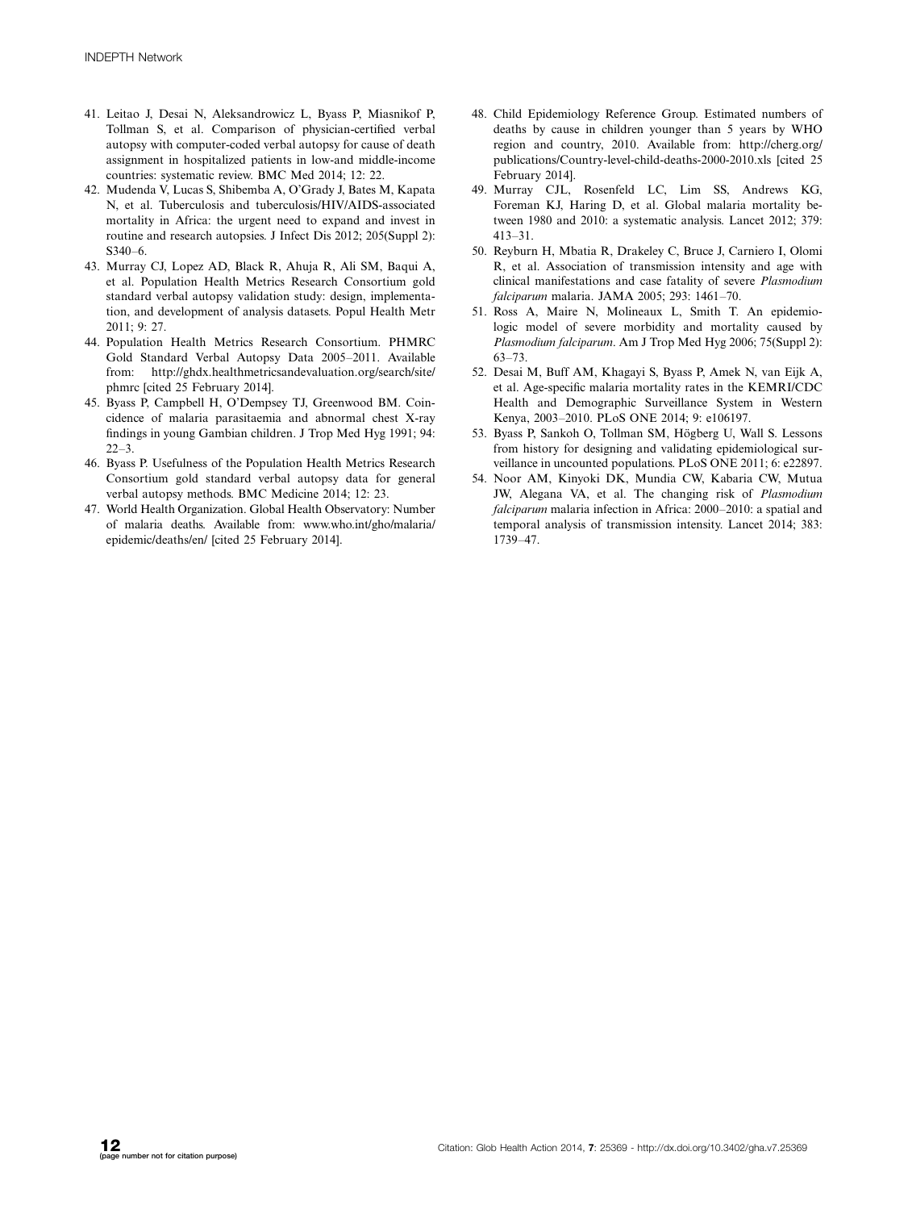41. Leitao J, Desai N, Aleksandrowicz L, Byass P, Miasnikof P, Tollman S, et al. Comparison of physician-certified verbal autopsy with computer-coded verbal autopsy for cause of death assignment in hospitalized patients in low-and middle-income countries: systematic review. BMC Med 2014; 12: 22.
42. Mudenda V, Lucas S, Shibemba A, O'Grady J, Bates M, Kapata N, et al. Tuberculosis and tuberculosis/HIV/AIDS-associated mortality in Africa: the urgent need to expand and invest in routine and research autopsies. J Infect Dis 2012; 205(Suppl 2): S340–6.
43. Murray CJ, Lopez AD, Black R, Ahuja R, Ali SM, Baqui A, et al. Population Health Metrics Research Consortium gold standard verbal autopsy validation study: design, implementation, and development of analysis datasets. Popul Health Metr 2011; 9: 27.
44. Population Health Metrics Research Consortium. PHMRC Gold Standard Verbal Autopsy Data 2005–2011. Available from: http://ghdx.healthmetricsandevaluation.org/search/site/phmrc [cited 25 February 2014].
45. Byass P, Campbell H, O'Dempsey TJ, Greenwood BM. Coincidence of malaria parasitaemia and abnormal chest X-ray findings in young Gambian children. J Trop Med Hyg 1991; 94: 22–3.
46. Byass P. Usefulness of the Population Health Metrics Research Consortium gold standard verbal autopsy data for general verbal autopsy methods. BMC Medicine 2014; 12: 23.
47. World Health Organization. Global Health Observatory: Number of malaria deaths. Available from: www.who.int/gho/malaria/epidemic/deaths/en/ [cited 25 February 2014].
48. Child Epidemiology Reference Group. Estimated numbers of deaths by cause in children younger than 5 years by WHO region and country, 2010. Available from: http://cherg.org/publications/Country-level-child-deaths-2000-2010.xls [cited 25 February 2014].
49. Murray CJL, Rosenfeld LC, Lim SS, Andrews KG, Foreman KJ, Haring D, et al. Global malaria mortality between 1980 and 2010: a systematic analysis. Lancet 2012; 379: 413–31.
50. Reyburn H, Mbatia R, Drakeley C, Bruce J, Carniero I, Olomi R, et al. Association of transmission intensity and age with clinical manifestations and case fatality of severe *Plasmodium falciparum* malaria. JAMA 2005; 293: 1461–70.
51. Ross A, Maire N, Molineaux L, Smith T. An epidemiologic model of severe morbidity and mortality caused by *Plasmodium falciparum*. Am J Trop Med Hyg 2006; 75(Suppl 2): 63–73.
52. Desai M, Buff AM, Khagayi S, Byass P, Amek N, van Eijk A, et al. Age-specific malaria mortality rates in the KEMRI/CDC Health and Demographic Surveillance System in Western Kenya, 2003–2010. PLoS ONE 2014; 9: e106197.
53. Byass P, Sankoh O, Tollman SM, Högberg U, Wall S. Lessons from history for designing and validating epidemiological surveillance in uncounted populations. PLoS ONE 2011; 6: e22897.
54. Noor AM, Kinyoki DK, Mundia CW, Kabaria CW, Mutua JW, Alegana VA, et al. The changing risk of *Plasmodium falciparum* malaria infection in Africa: 2000–2010: a spatial and temporal analysis of transmission intensity. Lancet 2014; 383: 1739–47.